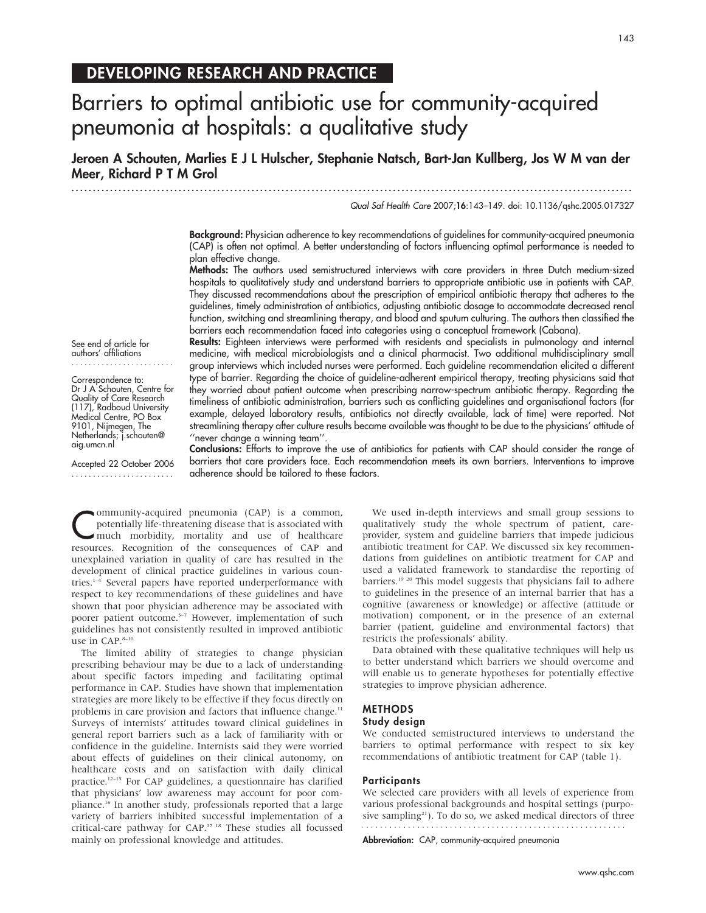## DEVELOPING RESEARCH AND PRACTICE

# Barriers to optimal antibiotic use for community-acquired pneumonia at hospitals: a qualitative study

**Jeroen A Schouten, Marlies E J L Hulscher, Stephanie Natsch, Bart-Jan Kullberg, Jos W M van der Meer, Richard P T M Grol**

*Qual Saf Health Care* 2007;**16**:143–149. doi: 10.1136/qshc.2005.017327

**Background:** Physician adherence to key recommendations of guidelines for community-acquired pneumonia (CAP) is often not optimal. A better understanding of factors influencing optimal performance is needed to plan effective change.

**Methods:** The authors used semistructured interviews with care providers in three Dutch medium-sized hospitals to qualitatively study and understand barriers to appropriate antibiotic use in patients with CAP. They discussed recommendations about the prescription of empirical antibiotic therapy that adheres to the guidelines, timely administration of antibiotics, adjusting antibiotic dosage to accommodate decreased renal function, switching and streamlining therapy, and blood and sputum culturing. The authors then classified the barriers each recommendation faced into categories using a conceptual framework (Cabana).

**Results:** Eighteen interviews were performed with residents and specialists in pulmonology and internal medicine, with medical microbiologists and a clinical pharmacist. Two additional multidisciplinary small group interviews which included nurses were performed. Each guideline recommendation elicited a different type of barrier. Regarding the choice of guideline-adherent empirical therapy, treating physicians said that they worried about patient outcome when prescribing narrow-spectrum antibiotic therapy. Regarding the timeliness of antibiotic administration, barriers such as conflicting guidelines and organisational factors (for example, delayed laboratory results, antibiotics not directly available, lack of time) were reported. Not streamlining therapy after culture results became available was thought to be due to the physicians' attitude of ''never change a winning team''.

**Conclusions:** Efforts to improve the use of antibiotics for patients with CAP should consider the range of barriers that care providers face. Each recommendation meets its own barriers. Interventions to improve adherence should be tailored to these factors.

See end of article for authors' affiliations

Correspondence to: Dr J A Schouten, Centre for Quality of Care Research (117), Radboud University Medical Centre, PO Box 9101, Nijmegen, The Netherlands; j.schouten@aig.umcn.nl

Accepted 22 October 2006

Community-acquired pneumonia (CAP) is a common, potentially life-threatening disease that is associated with much morbidity, mortality and use of healthcare resources. Recognition of the consequences of CAP and unexplained variation in quality of care has resulted in the development of clinical practice guidelines in various countries.[1–4] Several papers have reported underperformance with respect to key recommendations of these guidelines and have shown that poor physician adherence may be associated with poorer patient outcome.[5–7] However, implementation of such guidelines has not consistently resulted in improved antibiotic use in CAP.[8–10]

The limited ability of strategies to change physician prescribing behaviour may be due to a lack of understanding about specific factors impeding and facilitating optimal performance in CAP. Studies have shown that implementation strategies are more likely to be effective if they focus directly on problems in care provision and factors that influence change.[11] Surveys of internists' attitudes toward clinical guidelines in general report barriers such as a lack of familiarity with or confidence in the guideline. Internists said they were worried about effects of guidelines on their clinical autonomy, on healthcare costs and on satisfaction with daily clinical practice.[12–15] For CAP guidelines, a questionnaire has clarified that physicians' low awareness may account for poor compliance.[16] In another study, professionals reported that a large variety of barriers inhibited successful implementation of a critical-care pathway for CAP.[17 18] These studies all focussed mainly on professional knowledge and attitudes.

We used in-depth interviews and small group sessions to qualitatively study the whole spectrum of patient, care-provider, system and guideline barriers that impede judicious antibiotic treatment for CAP. We discussed six key recommendations from guidelines on antibiotic treatment for CAP and used a validated framework to standardise the reporting of barriers.[19 20] This model suggests that physicians fail to adhere to guidelines in the presence of an internal barrier that has a cognitive (awareness or knowledge) or affective (attitude or motivation) component, or in the presence of an external barrier (patient, guideline and environmental factors) that restricts the professionals' ability.

Data obtained with these qualitative techniques will help us to better understand which barriers we should overcome and will enable us to generate hypotheses for potentially effective strategies to improve physician adherence.

## METHODS

### Study design

We conducted semistructured interviews to understand the barriers to optimal performance with respect to six key recommendations of antibiotic treatment for CAP (table 1).

### Participants

We selected care providers with all levels of experience from various professional backgrounds and hospital settings (purposive sampling[21]). To do so, we asked medical directors of three

**Abbreviation:** CAP, community-acquired pneumonia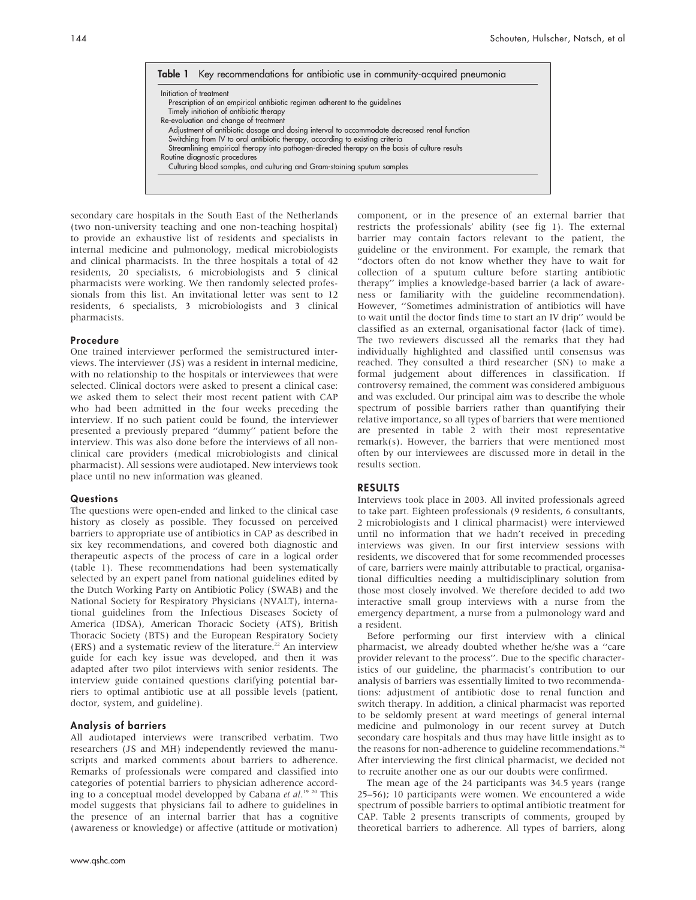**Table 1** Key recommendations for antibiotic use in community-acquired pneumonia

| |
|---|
| Initiation of treatment |
| Prescription of an empirical antibiotic regimen adherent to the guidelines |
| Timely initiation of antibiotic therapy |
| Re-evaluation and change of treatment |
| Adjustment of antibiotic dosage and dosing interval to accommodate decreased renal function |
| Switching from IV to oral antibiotic therapy, according to existing criteria |
| Streamlining empirical therapy into pathogen-directed therapy on the basis of culture results |
| Routine diagnostic procedures |
| Culturing blood samples, and culturing and Gram-staining sputum samples |

secondary care hospitals in the South East of the Netherlands (two non-university teaching and one non-teaching hospital) to provide an exhaustive list of residents and specialists in internal medicine and pulmonology, medical microbiologists and clinical pharmacists. In the three hospitals a total of 42 residents, 20 specialists, 6 microbiologists and 5 clinical pharmacists were working. We then randomly selected professionals from this list. An invitational letter was sent to 12 residents, 6 specialists, 3 microbiologists and 3 clinical pharmacists.

### Procedure

One trained interviewer performed the semistructured interviews. The interviewer (JS) was a resident in internal medicine, with no relationship to the hospitals or interviewees that were selected. Clinical doctors were asked to present a clinical case: we asked them to select their most recent patient with CAP who had been admitted in the four weeks preceding the interview. If no such patient could be found, the interviewer presented a previously prepared ''dummy'' patient before the interview. This was also done before the interviews of all nonclinical care providers (medical microbiologists and clinical pharmacist). All sessions were audiotaped. New interviews took place until no new information was gleaned.

### Questions

The questions were open-ended and linked to the clinical case history as closely as possible. They focussed on perceived barriers to appropriate use of antibiotics in CAP as described in six key recommendations, and covered both diagnostic and therapeutic aspects of the process of care in a logical order (table 1). These recommendations had been systematically selected by an expert panel from national guidelines edited by the Dutch Working Party on Antibiotic Policy (SWAB) and the National Society for Respiratory Physicians (NVALT), international guidelines from the Infectious Diseases Society of America (IDSA), American Thoracic Society (ATS), British Thoracic Society (BTS) and the European Respiratory Society (ERS) and a systematic review of the literature.[22] An interview guide for each key issue was developed, and then it was adapted after two pilot interviews with senior residents. The interview guide contained questions clarifying potential barriers to optimal antibiotic use at all possible levels (patient, doctor, system, and guideline).

### Analysis of barriers

All audiotaped interviews were transcribed verbatim. Two researchers (JS and MH) independently reviewed the manuscripts and marked comments about barriers to adherence. Remarks of professionals were compared and classified into categories of potential barriers to physician adherence according to a conceptual model developped by Cabana *et al*.[19 20] This model suggests that physicians fail to adhere to guidelines in the presence of an internal barrier that has a cognitive (awareness or knowledge) or affective (attitude or motivation) component, or in the presence of an external barrier that restricts the professionals' ability (see fig 1). The external barrier may contain factors relevant to the patient, the guideline or the environment. For example, the remark that ''doctors often do not know whether they have to wait for collection of a sputum culture before starting antibiotic therapy'' implies a knowledge-based barrier (a lack of awareness or familiarity with the guideline recommendation). However, ''Sometimes administration of antibiotics will have to wait until the doctor finds time to start an IV drip'' would be classified as an external, organisational factor (lack of time). The two reviewers discussed all the remarks that they had individually highlighted and classified until consensus was reached. They consulted a third researcher (SN) to make a formal judgement about differences in classification. If controversy remained, the comment was considered ambiguous and was excluded. Our principal aim was to describe the whole spectrum of possible barriers rather than quantifying their relative importance, so all types of barriers that were mentioned are presented in table 2 with their most representative remark(s). However, the barriers that were mentioned most often by our interviewees are discussed more in detail in the results section.

## RESULTS

Interviews took place in 2003. All invited professionals agreed to take part. Eighteen professionals (9 residents, 6 consultants, 2 microbiologists and 1 clinical pharmacist) were interviewed until no information that we hadn't received in preceding interviews was given. In our first interview sessions with residents, we discovered that for some recommended processes of care, barriers were mainly attributable to practical, organisational difficulties needing a multidisciplinary solution from those most closely involved. We therefore decided to add two interactive small group interviews with a nurse from the emergency department, a nurse from a pulmonology ward and a resident.

Before performing our first interview with a clinical pharmacist, we already doubted whether he/she was a ''care provider relevant to the process''. Due to the specific characteristics of our guideline, the pharmacist's contribution to our analysis of barriers was essentially limited to two recommendations: adjustment of antibiotic dose to renal function and switch therapy. In addition, a clinical pharmacist was reported to be seldomly present at ward meetings of general internal medicine and pulmonology in our recent survey at Dutch secondary care hospitals and thus may have little insight as to the reasons for non-adherence to guideline recommendations.[24] After interviewing the first clinical pharmacist, we decided not to recruite another one as our our doubts were confirmed.

The mean age of the 24 participants was 34.5 years (range 25–56); 10 participants were women. We encountered a wide spectrum of possible barriers to optimal antibiotic treatment for CAP. Table 2 presents transcripts of comments, grouped by theoretical barriers to adherence. All types of barriers, along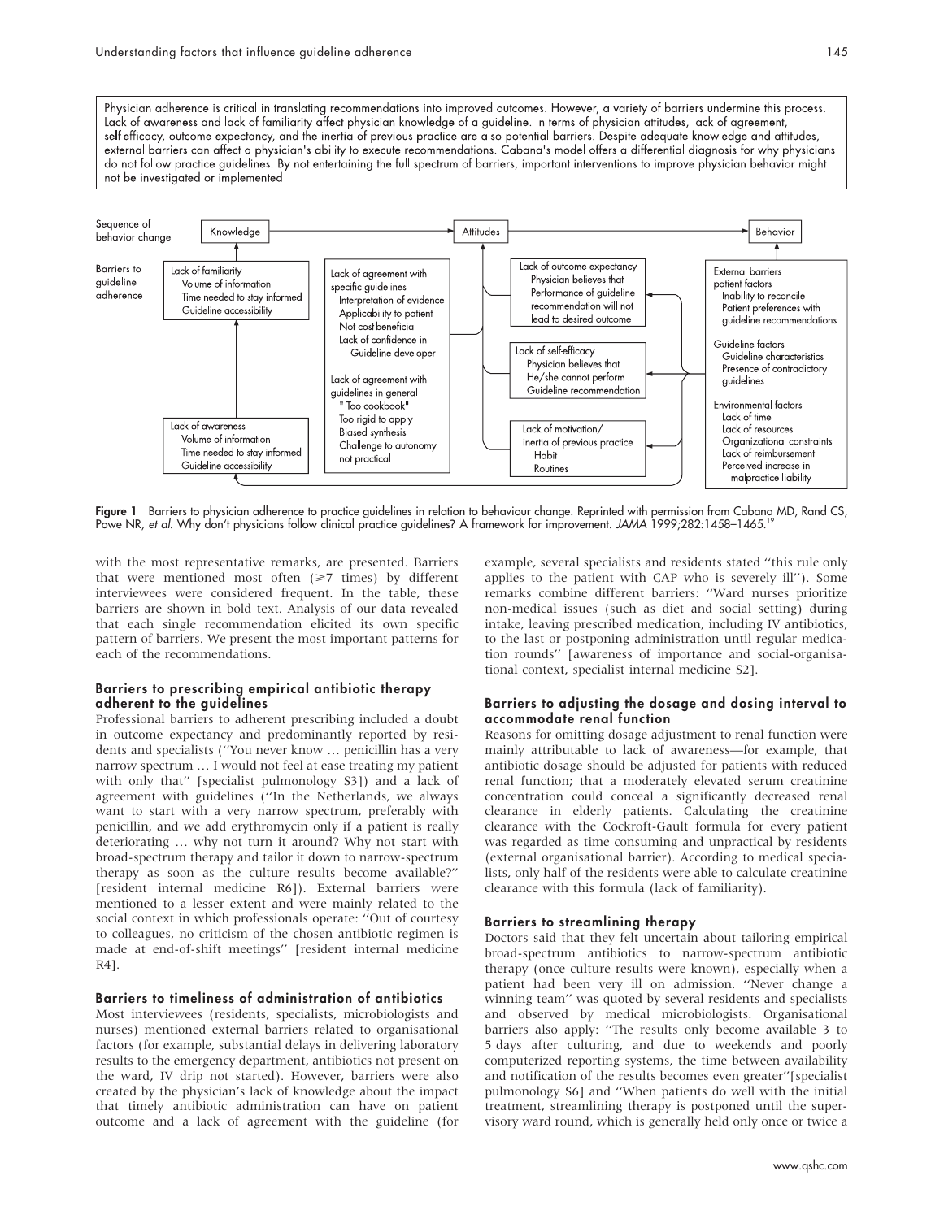Physician adherence is critical in translating recommendations into improved outcomes. However, a variety of barriers undermine this process. Lack of awareness and lack of familiarity affect physician knowledge of a guideline. In terms of physician attitudes, lack of agreement, self-efficacy, outcome expectancy, and the inertia of previous practice are also potential barriers. Despite adequate knowledge and attitudes, external barriers can affect a physician's ability to execute recommendations. Cabana's model offers a differential diagnosis for why physicians do not follow practice guidelines. By not entertaining the full spectrum of barriers, important interventions to improve physician behavior might not be investigated or implemented

Sequence of behavior change

Knowledge

Attitudes

Behavior

Barriers to guideline adherence

Lack of familiarity
Volume of information
Time needed to stay informed
Guideline accessibility

Lack of awareness
Volume of information
Time needed to stay informed
Guideline accessibility

Lack of agreement with specific guidelines
Interpretation of evidence
Applicability to patient
Not cost-beneficial
Lack of confidence in Guideline developer

Lack of agreement with guidelines in general
"Too cookbook"
Too rigid to apply
Biased synthesis
Challenge to autonomy
not practical

Lack of outcome expectancy
Physician believes that Performance of guideline recommendation will not lead to desired outcome

Lack of self-efficacy
Physician believes that He/she cannot perform Guideline recommendation

Lack of motivation/ inertia of previous practice
Habit
Routines

External barriers
patient factors
Inability to reconcile Patient preferences with guideline recommendations

Guideline factors
Guideline characteristics
Presence of contradictory guidelines

Environmental factors
Lack of time
Lack of resources
Organizational constraints
Lack of reimbursement
Perceived increase in malpractice liability

**Figure 1** Barriers to physician adherence to practice guidelines in relation to behaviour change. Reprinted with permission from Cabana MD, Rand CS, Powe NR, *et al*. Why don't physicians follow clinical practice guidelines? A framework for improvement. *JAMA* 1999;282:1458–1465.[19]

with the most representative remarks, are presented. Barriers that were mentioned most often (≥7 times) by different interviewees were considered frequent. In the table, these barriers are shown in bold text. Analysis of our data revealed that each single recommendation elicited its own specific pattern of barriers. We present the most important patterns for each of the recommendations.

### Barriers to prescribing empirical antibiotic therapy adherent to the guidelines

Professional barriers to adherent prescribing included a doubt in outcome expectancy and predominantly reported by residents and specialists ("You never know … penicillin has a very narrow spectrum … I would not feel at ease treating my patient with only that" [specialist pulmonology S3]) and a lack of agreement with guidelines ("In the Netherlands, we always want to start with a very narrow spectrum, preferably with penicillin, and we add erythromycin only if a patient is really deteriorating … why not turn it around? Why not start with broad-spectrum therapy and tailor it down to narrow-spectrum therapy as soon as the culture results become available?" [resident internal medicine R6]). External barriers were mentioned to a lesser extent and were mainly related to the social context in which professionals operate: "Out of courtesy to colleagues, no criticism of the chosen antibiotic regimen is made at end-of-shift meetings" [resident internal medicine R4].

### Barriers to timeliness of administration of antibiotics

Most interviewees (residents, specialists, microbiologists and nurses) mentioned external barriers related to organisational factors (for example, substantial delays in delivering laboratory results to the emergency department, antibiotics not present on the ward, IV drip not started). However, barriers were also created by the physician's lack of knowledge about the impact that timely antibiotic administration can have on patient outcome and a lack of agreement with the guideline (for example, several specialists and residents stated "this rule only applies to the patient with CAP who is severely ill"). Some remarks combine different barriers: "Ward nurses prioritize non-medical issues (such as diet and social setting) during intake, leaving prescribed medication, including IV antibiotics, to the last or postponing administration until regular medication rounds" [awareness of importance and social-organisational context, specialist internal medicine S2].

### Barriers to adjusting the dosage and dosing interval to accommodate renal function

Reasons for omitting dosage adjustment to renal function were mainly attributable to lack of awareness—for example, that antibiotic dosage should be adjusted for patients with reduced renal function; that a moderately elevated serum creatinine concentration could conceal a significantly decreased renal clearance in elderly patients. Calculating the creatinine clearance with the Cockroft-Gault formula for every patient was regarded as time consuming and unpractical by residents (external organisational barrier). According to medical specialists, only half of the residents were able to calculate creatinine clearance with this formula (lack of familiarity).

### Barriers to streamlining therapy

Doctors said that they felt uncertain about tailoring empirical broad-spectrum antibiotics to narrow-spectrum antibiotic therapy (once culture results were known), especially when a patient had been very ill on admission. "Never change a winning team" was quoted by several residents and specialists and observed by medical microbiologists. Organisational barriers also apply: "The results only become available 3 to 5 days after culturing, and due to weekends and poorly computerized reporting systems, the time between availability and notification of the results becomes even greater"[specialist pulmonology S6] and "When patients do well with the initial treatment, streamlining therapy is postponed until the supervisory ward round, which is generally held only once or twice a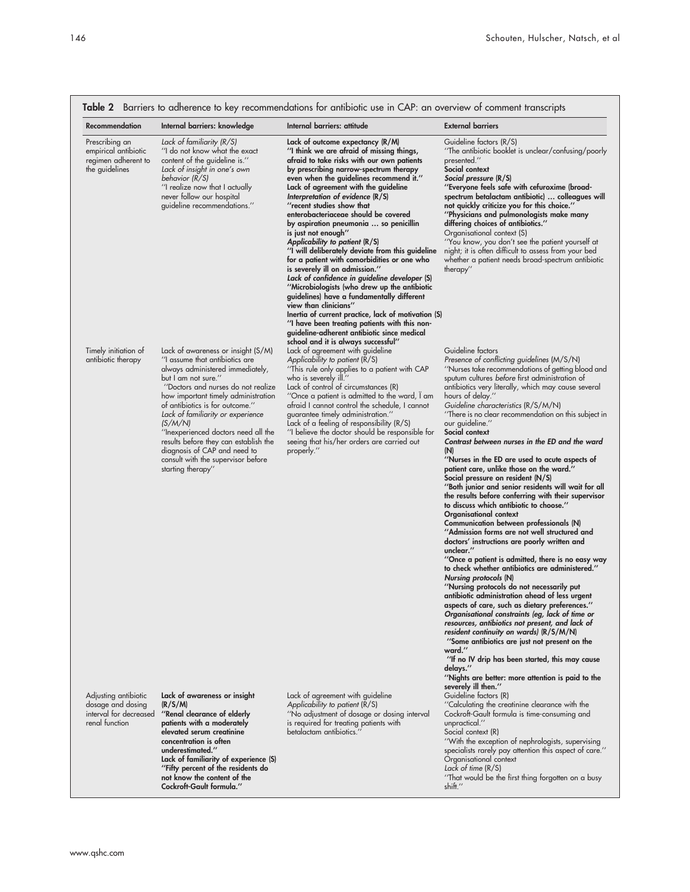**Table 2** Barriers to adherence to key recommendations for antibiotic use in CAP: an overview of comment transcripts

| Recommendation | Internal barriers: knowledge | Internal barriers: attitude | External barriers |
|---|---|---|---|
| Prescribing an empirical antibiotic regimen adherent to the guidelines | *Lack of familiarity (R/S)*<br>''I do not know what the exact content of the guideline is.''<br>*Lack of insight in one's own behavior (R/S)*<br>''I realize now that I actually never follow our hospital guideline recommendations.'' | **Lack of outcome expectancy (R/M)**<br>**''I think we are afraid of missing things, afraid to take risks with our own patients by prescribing narrow-spectrum therapy even when the guidelines recommend it.''**<br>**Lack of agreement with the guideline**<br>***Interpretation of evidence* (R/S)**<br>**''recent studies show that enterobacteriaceae should be covered by aspiration pneumonia … so penicillin is just not enough''**<br>***Applicability to patient* (R/S)**<br>**''I will deliberately deviate from this guideline for a patient with comorbidities or one who is severely ill on admission.''**<br>***Lack of confidence in guideline developer* (S)**<br>**''Microbiologists (who drew up the antibiotic guidelines) have a fundamentally different view than clinicians''**<br>**Inertia of current practice, lack of motivation (S)**<br>**''I have been treating patients with this non-guideline-adherent antibiotic since medical school and it is always successful''** | Guideline factors (R/S)<br>''The antibiotic booklet is unclear/confusing/poorly presented.''<br>**Social context**<br>***Social pressure* (R/S)**<br>**''Everyone feels safe with cefuroxime (broad-spectrum betalactam antibiotic) … colleagues will not quickly criticize you for this choice.''**<br>**''Physicians and pulmonologists make many differing choices of antibiotics.''**<br>Organisational context (S)<br>''You know, you don't see the patient yourself at night; it is often difficult to assess from your bed whether a patient needs broad-spectrum antibiotic therapy'' |
| Timely initiation of antibiotic therapy | Lack of awareness or insight (S/M)<br>''I assume that antibiotics are always administered immediately, but I am not sure.''<br>''Doctors and nurses do not realize how important timely administration of antibiotics is for outcome.''<br>*Lack of familiarity or experience (S/M/N)*<br>''Inexperienced doctors need all the results before they can establish the diagnosis of CAP and need to consult with the supervisor before starting therapy'' | Lack of agreement with guideline<br>*Applicability to patient* (R/S)<br>''This rule only applies to a patient with CAP who is severely ill.''<br>Lack of control of circumstances (R)<br>''Once a patient is admitted to the ward, I am afraid I cannot control the schedule, I cannot guarantee timely administration.''<br>Lack of a feeling of responsibility (R/S)<br>''I believe the doctor should be responsible for seeing that his/her orders are carried out properly.'' | Guideline factors<br>*Presence of conflicting guidelines* (M/S/N)<br>''Nurses take recommendations of getting blood and sputum cultures *before* first administration of antibiotics very literally, which may cause several hours of delay.''<br>*Guideline characteristics* (R/S/M/N)<br>''There is no clear recommendation on this subject in our guideline.''<br>**Social context**<br>***Contrast between nurses in the ED and the ward* (N)**<br>**''Nurses in the ED are used to acute aspects of patient care, unlike those on the ward.''**<br>**Social pressure on resident (N/S)**<br>**''Both junior and senior residents will wait for all the results before conferring with their supervisor to discuss which antibiotic to choose.''**<br>**Organisational context**<br>**Communication between professionals (N)**<br>**''Admission forms are not well structured and doctors' instructions are poorly written and unclear.''**<br>**''Once a patient is admitted, there is no easy way to check whether antibiotics are administered.''**<br>***Nursing protocols* (N)**<br>**''Nursing protocols do not necessarily put antibiotic administration ahead of less urgent aspects of care, such as dietary preferences.''**<br>***Organisational constraints (eg, lack of time or resources, antibiotics not present, and lack of resident continuity on wards)* (R/S/M/N)**<br>**''Some antibiotics are just not present on the ward.''**<br>**''If no IV drip has been started, this may cause delays.''**<br>**''Nights are better: more attention is paid to the severely ill then.''** |
| Adjusting antibiotic dosage and dosing interval for decreased renal function | **Lack of awareness or insight (R/S/M)**<br>**''Renal clearance of elderly patients with a moderately elevated serum creatinine concentration is often underestimated.''**<br>**Lack of familiarity of experience (S)**<br>**''Fifty percent of the residents do not know the content of the Cockroft-Gault formula.''** | Lack of agreement with guideline<br>*Applicability to patient* (R/S)<br>''No adjustment of dosage or dosing interval is required for treating patients with betalactam antibiotics.'' | Guideline factors (R)<br>''Calculating the creatinine clearance with the Cockroft-Gault formula is time-consuming and unpractical.''<br>Social context (R)<br>''With the exception of nephrologists, supervising specialists rarely pay attention this aspect of care.''<br>Organisational context<br>*Lack of time* (R/S)<br>''That would be the first thing forgotten on a busy shift.'' |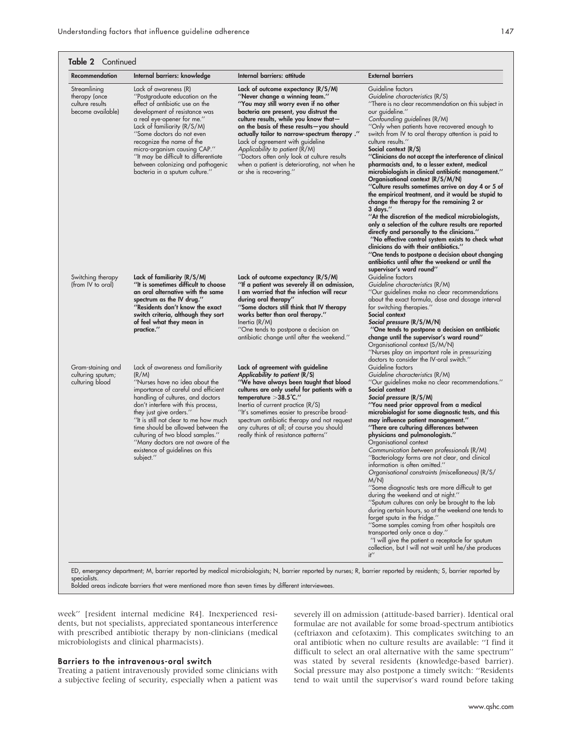**Table 2** Continued

| Recommendation | Internal barriers: knowledge | Internal barriers: attitude | External barriers |
|---|---|---|---|
| Streamlining therapy (once culture results become available) | Lack of awareness (R)<br>"Postgraduate education on the effect of antibiotic use on the development of resistance was a real eye-opener for me."<br>Lack of familiarity (R/S/M)<br>"Some doctors do not even recognize the name of the micro-organism causing CAP."<br>"It may be difficult to differentiate between colonizing and pathogenic bacteria in a sputum culture." | **Lack of outcome expectancy (R/S/M)**<br>**"Never change a winning team."**<br>**"You may still worry even if no other bacteria are present, you distrust the culture results, while you know that—on the basis of these results—you should actually tailor to narrow-spectrum therapy ."**<br>Lack of agreement with guideline<br>*Applicability to patient* (R/M)<br>"Doctors often only look at culture results when a patient is deteriorating, not when he or she is recovering." | Guideline factors<br>*Guideline characteristics* (R/S)<br>"There is no clear recommendation on this subject in our guideline."<br>*Confounding guidelines* (R/M)<br>"Only when patients have recovered enough to switch from IV to oral therapy attention is paid to culture results."<br>**Social context (R/S)**<br>**"Clinicians do not accept the interference of clinical pharmacists and, to a lesser extent, medical microbiologists in clinical antibiotic management."**<br>**Organisational context (R/S/M/N)**<br>**"Culture results sometimes arrive on day 4 or 5 of the empirical treatment, and it would be stupid to change the therapy for the remaining 2 or 3 days."**<br>**"At the discretion of the medical microbiologists, only a selection of the culture results are reported directly and personally to the clinicians."**<br>**"No effective control system exists to check what clinicians do with their antibiotics."**<br>**"One tends to postpone a decision about changing antibiotics until after the weekend or until the supervisor's ward round"** |
| Switching therapy (from IV to oral) | **Lack of familiarity (R/S/M)**<br>**"It is sometimes difficult to choose an oral alternative with the same spectrum as the IV drug."**<br>**"Residents don't know the exact switch criteria, although they sort of feel what they mean in practice."** | **Lack of outcome expectancy (R/S/M)**<br>**"If a patient was severely ill on admission, I am worried that the infection will recur during oral therapy"**<br>**"Some doctors still think that IV therapy works better than oral therapy."**<br>Inertia (R/M)<br>"One tends to postpone a decision on antibiotic change until after the weekend." | Guideline factors<br>*Guideline characteristics* (R/M)<br>"Our guidelines make no clear recommendations about the exact formula, dose and dosage interval for switching therapies."<br>**Social context**<br>***Social pressure* (R/S/M/N)**<br>**"One tends to postpone a decision on antibiotic change until the supervisor's ward round"**<br>Organisational context (S/M/N)<br>"Nurses play an important role in pressurizing doctors to consider the IV-oral switch." |
| Gram-staining and culturing sputum; culturing blood | Lack of awareness and familiarity (R/M)<br>"Nurses have no idea about the importance of careful and efficient handling of cultures, and doctors don't interfere with this process, they just give orders."<br>"It is still not clear to me how much time should be allowed between the culturing of two blood samples."<br>"Many doctors are not aware of the existence of guidelines on this subject." | **Lack of agreement with guideline**<br>***Applicability to patient* (R/S)**<br>**"We have always been taught that blood cultures are only useful for patients with a temperature >38.5°C."**<br>Inertia of current practice (R/S)<br>"It's sometimes easier to prescribe broad-spectrum antibiotic therapy and not request any cultures at all; of course you should really think of resistance patterns" | Guideline factors<br>*Guideline characteristics* (R/M)<br>"Our guidelines make no clear recommendations."<br>**Social context**<br>***Social pressure* (R/S/M)**<br>**"You need prior approval from a medical microbiologist for some diagnostic tests, and this may influence patient management."**<br>**"There are culturing differences between physicians and pulmonologists."**<br>Organisational context<br>*Communication between professionals* (R/M)<br>"Bacteriology forms are not clear, and clinical information is often omitted."<br>*Organisational constraints (miscellaneous)* (R/S/M/N)<br>"Some diagnostic tests are more difficult to get during the weekend and at night."<br>"Sputum cultures can only be brought to the lab during certain hours, so at the weekend one tends to forget sputa in the fridge."<br>"Some samples coming from other hospitals are transported only once a day."<br>"I will give the patient a receptacle for sputum collection, but I will not wait until he/she produces it" |

ED, emergency department; M, barrier reported by medical microbiologists; N, barrier reported by nurses; R, barrier reported by residents; S, barrier reported by specialists.
Bolded areas indicate barriers that were mentioned more than seven times by different interviewees.

week" [resident internal medicine R4]. Inexperienced residents, but not specialists, appreciated spontaneous interference with prescribed antibiotic therapy by non-clinicians (medical microbiologists and clinical pharmacists).

### Barriers to the intravenous-oral switch

Treating a patient intravenously provided some clinicians with a subjective feeling of security, especially when a patient was severely ill on admission (attitude-based barrier). Identical oral formulae are not available for some broad-spectrum antibiotics (ceftriaxon and cefotaxim). This complicates switching to an oral antibiotic when no culture results are available: "I find it difficult to select an oral alternative with the same spectrum" was stated by several residents (knowledge-based barrier). Social pressure may also postpone a timely switch: "Residents tend to wait until the supervisor's ward round before taking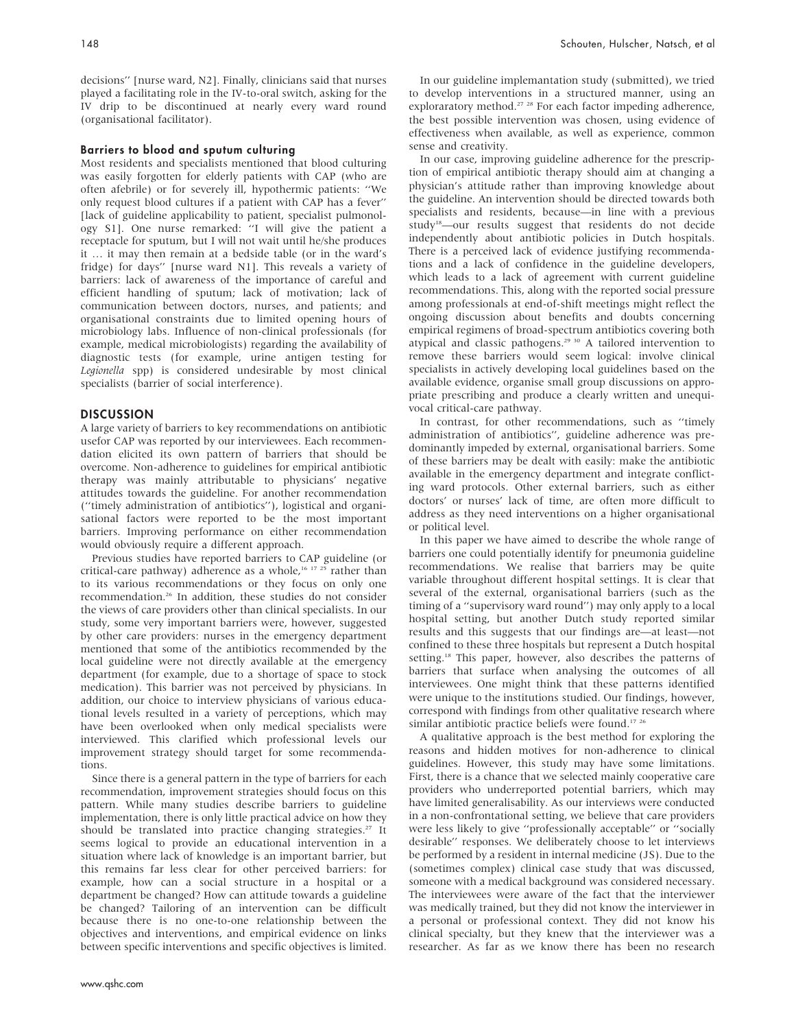decisions'' [nurse ward, N2]. Finally, clinicians said that nurses played a facilitating role in the IV-to-oral switch, asking for the IV drip to be discontinued at nearly every ward round (organisational facilitator).

### Barriers to blood and sputum culturing

Most residents and specialists mentioned that blood culturing was easily forgotten for elderly patients with CAP (who are often afebrile) or for severely ill, hypothermic patients: ''We only request blood cultures if a patient with CAP has a fever'' [lack of guideline applicability to patient, specialist pulmonology S1]. One nurse remarked: ''I will give the patient a receptacle for sputum, but I will not wait until he/she produces it … it may then remain at a bedside table (or in the ward's fridge) for days'' [nurse ward N1]. This reveals a variety of barriers: lack of awareness of the importance of careful and efficient handling of sputum; lack of motivation; lack of communication between doctors, nurses, and patients; and organisational constraints due to limited opening hours of microbiology labs. Influence of non-clinical professionals (for example, medical microbiologists) regarding the availability of diagnostic tests (for example, urine antigen testing for *Legionella* spp) is considered undesirable by most clinical specialists (barrier of social interference).

## DISCUSSION

A large variety of barriers to key recommendations on antibiotic usefor CAP was reported by our interviewees. Each recommendation elicited its own pattern of barriers that should be overcome. Non-adherence to guidelines for empirical antibiotic therapy was mainly attributable to physicians' negative attitudes towards the guideline. For another recommendation (''timely administration of antibiotics''), logistical and organisational factors were reported to be the most important barriers. Improving performance on either recommendation would obviously require a different approach.

Previous studies have reported barriers to CAP guideline (or critical-care pathway) adherence as a whole,[16 17 25] rather than to its various recommendations or they focus on only one recommendation.[26] In addition, these studies do not consider the views of care providers other than clinical specialists. In our study, some very important barriers were, however, suggested by other care providers: nurses in the emergency department mentioned that some of the antibiotics recommended by the local guideline were not directly available at the emergency department (for example, due to a shortage of space to stock medication). This barrier was not perceived by physicians. In addition, our choice to interview physicians of various educational levels resulted in a variety of perceptions, which may have been overlooked when only medical specialists were interviewed. This clarified which professional levels our improvement strategy should target for some recommendations.

Since there is a general pattern in the type of barriers for each recommendation, improvement strategies should focus on this pattern. While many studies describe barriers to guideline implementation, there is only little practical advice on how they should be translated into practice changing strategies.[27] It seems logical to provide an educational intervention in a situation where lack of knowledge is an important barrier, but this remains far less clear for other perceived barriers: for example, how can a social structure in a hospital or a department be changed? How can attitude towards a guideline be changed? Tailoring of an intervention can be difficult because there is no one-to-one relationship between the objectives and interventions, and empirical evidence on links between specific interventions and specific objectives is limited.

In our guideline implemantation study (submitted), we tried to develop interventions in a structured manner, using an exploraratory method.[27 28] For each factor impeding adherence, the best possible intervention was chosen, using evidence of effectiveness when available, as well as experience, common sense and creativity.

In our case, improving guideline adherence for the prescription of empirical antibiotic therapy should aim at changing a physician's attitude rather than improving knowledge about the guideline. An intervention should be directed towards both specialists and residents, because—in line with a previous study[18]—our results suggest that residents do not decide independently about antibiotic policies in Dutch hospitals. There is a perceived lack of evidence justifying recommendations and a lack of confidence in the guideline developers, which leads to a lack of agreement with current guideline recommendations. This, along with the reported social pressure among professionals at end-of-shift meetings might reflect the ongoing discussion about benefits and doubts concerning empirical regimens of broad-spectrum antibiotics covering both atypical and classic pathogens.[29 30] A tailored intervention to remove these barriers would seem logical: involve clinical specialists in actively developing local guidelines based on the available evidence, organise small group discussions on appropriate prescribing and produce a clearly written and unequivocal critical-care pathway.

In contrast, for other recommendations, such as ''timely administration of antibiotics'', guideline adherence was predominantly impeded by external, organisational barriers. Some of these barriers may be dealt with easily: make the antibiotic available in the emergency department and integrate conflicting ward protocols. Other external barriers, such as either doctors' or nurses' lack of time, are often more difficult to address as they need interventions on a higher organisational or political level.

In this paper we have aimed to describe the whole range of barriers one could potentially identify for pneumonia guideline recommendations. We realise that barriers may be quite variable throughout different hospital settings. It is clear that several of the external, organisational barriers (such as the timing of a ''supervisory ward round'') may only apply to a local hospital setting, but another Dutch study reported similar results and this suggests that our findings are—at least—not confined to these three hospitals but represent a Dutch hospital setting.[18] This paper, however, also describes the patterns of barriers that surface when analysing the outcomes of all interviewees. One might think that these patterns identified were unique to the institutions studied. Our findings, however, correspond with findings from other qualitative research where similar antibiotic practice beliefs were found.[17 26]

A qualitative approach is the best method for exploring the reasons and hidden motives for non-adherence to clinical guidelines. However, this study may have some limitations. First, there is a chance that we selected mainly cooperative care providers who underreported potential barriers, which may have limited generalisability. As our interviews were conducted in a non-confrontational setting, we believe that care providers were less likely to give ''professionally acceptable'' or ''socially desirable'' responses. We deliberately choose to let interviews be performed by a resident in internal medicine (JS). Due to the (sometimes complex) clinical case study that was discussed, someone with a medical background was considered necessary. The interviewees were aware of the fact that the interviewer was medically trained, but they did not know the interviewer in a personal or professional context. They did not know his clinical specialty, but they knew that the interviewer was a researcher. As far as we know there has been no research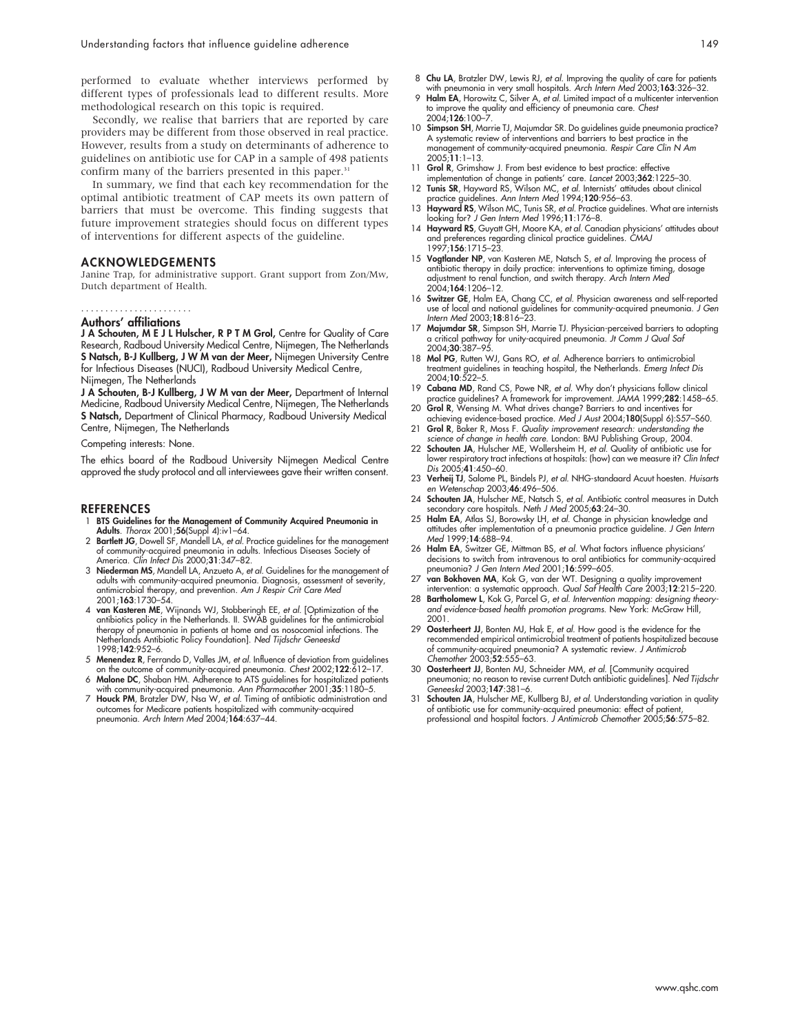performed to evaluate whether interviews performed by different types of professionals lead to different results. More methodological research on this topic is required.

Secondly, we realise that barriers that are reported by care providers may be different from those observed in real practice. However, results from a study on determinants of adherence to guidelines on antibiotic use for CAP in a sample of 498 patients confirm many of the barriers presented in this paper.[31]

In summary, we find that each key recommendation for the optimal antibiotic treatment of CAP meets its own pattern of barriers that must be overcome. This finding suggests that future improvement strategies should focus on different types of interventions for different aspects of the guideline.

## ACKNOWLEDGEMENTS

Janine Trap, for administrative support. Grant support from Zon/Mw, Dutch department of Health.

### Authors' affiliations

**J A Schouten, M E J L Hulscher, R P T M Grol,** Centre for Quality of Care Research, Radboud University Medical Centre, Nijmegen, The Netherlands
**S Natsch, B-J Kullberg, J W M van der Meer,** Nijmegen University Centre for Infectious Diseases (NUCI), Radboud University Medical Centre, Nijmegen, The Netherlands
**J A Schouten, B-J Kullberg, J W M van der Meer,** Department of Internal Medicine, Radboud University Medical Centre, Nijmegen, The Netherlands
**S Natsch,** Department of Clinical Pharmacy, Radboud University Medical Centre, Nijmegen, The Netherlands

Competing interests: None.

The ethics board of the Radboud University Nijmegen Medical Centre approved the study protocol and all interviewees gave their written consent.

## REFERENCES

1. **BTS Guidelines for the Management of Community Acquired Pneumonia in Adults**. *Thorax* 2001;**56**(Suppl 4):iv1–64.
2. **Bartlett JG**, Dowell SF, Mandell LA, *et al*. Practice guidelines for the management of community-acquired pneumonia in adults. Infectious Diseases Society of America. *Clin Infect Dis* 2000;**31**:347–82.
3. **Niederman MS**, Mandell LA, Anzueto A, *et al*. Guidelines for the management of adults with community-acquired pneumonia. Diagnosis, assessment of severity, antimicrobial therapy, and prevention. *Am J Respir Crit Care Med* 2001;**163**:1730–54.
4. **van Kasteren ME**, Wijnands WJ, Stobberingh EE, *et al*. [Optimization of the antibiotics policy in the Netherlands. II. SWAB guidelines for the antimicrobial therapy of pneumonia in patients at home and as nosocomial infections. The Netherlands Antibiotic Policy Foundation]. *Ned Tijdschr Geneeskd* 1998;**142**:952–6.
5. **Menendez R**, Ferrando D, Valles JM, *et al*. Influence of deviation from guidelines on the outcome of community-acquired pneumonia. *Chest* 2002;**122**:612–17.
6. **Malone DC**, Shaban HM. Adherence to ATS guidelines for hospitalized patients with community-acquired pneumonia. *Ann Pharmacother* 2001;**35**:1180–5.
7. **Houck PM**, Bratzler DW, Nsa W, *et al*. Timing of antibiotic administration and outcomes for Medicare patients hospitalized with community-acquired pneumonia. *Arch Intern Med* 2004;**164**:637–44.
8. **Chu LA**, Bratzler DW, Lewis RJ, *et al*. Improving the quality of care for patients with pneumonia in very small hospitals. *Arch Intern Med* 2003;**163**:326–32.
9. **Halm EA**, Horowitz C, Silver A, *et al*. Limited impact of a multicenter intervention to improve the quality and efficiency of pneumonia care. *Chest* 2004;**126**:100–7.
10. **Simpson SH**, Marrie TJ, Majumdar SR. Do guidelines guide pneumonia practice? A systematic review of interventions and barriers to best practice in the management of community-acquired pneumonia. *Respir Care Clin N Am* 2005;**11**:1–13.
11. **Grol R**, Grimshaw J. From best evidence to best practice: effective implementation of change in patients' care. *Lancet* 2003;**362**:1225–30.
12. **Tunis SR**, Hayward RS, Wilson MC, *et al*. Internists' attitudes about clinical practice guidelines. *Ann Intern Med* 1994;**120**:956–63.
13. **Hayward RS**, Wilson MC, Tunis SR, *et al*. Practice guidelines. What are internists looking for? *J Gen Intern Med* 1996;**11**:176–8.
14. **Hayward RS**, Guyatt GH, Moore KA, *et al*. Canadian physicians' attitudes about and preferences regarding clinical practice guidelines. *CMAJ* 1997;**156**:1715–23.
15. **Vogtlander NP**, van Kasteren ME, Natsch S, *et al*. Improving the process of antibiotic therapy in daily practice: interventions to optimize timing, dosage adjustment to renal function, and switch therapy. *Arch Intern Med* 2004;**164**:1206–12.
16. **Switzer GE**, Halm EA, Chang CC, *et al*. Physician awareness and self-reported use of local and national guidelines for community-acquired pneumonia. *J Gen Intern Med* 2003;**18**:816–23.
17. **Majumdar SR**, Simpson SH, Marrie TJ. Physician-perceived barriers to adopting a critical pathway for unity-acquired pneumonia. *Jt Comm J Qual Saf* 2004;**30**:387–95.
18. **Mol PG**, Rutten WJ, Gans RO, *et al*. Adherence barriers to antimicrobial treatment guidelines in teaching hospital, the Netherlands. *Emerg Infect Dis* 2004;**10**:522–5.
19. **Cabana MD**, Rand CS, Powe NR, *et al*. Why don't physicians follow clinical practice guidelines? A framework for improvement. *JAMA* 1999;**282**:1458–65.
20. **Grol R**, Wensing M. What drives change? Barriers to and incentives for achieving evidence-based practice. *Med J Aust* 2004;**180**(Suppl 6):S57–S60.
21. **Grol R**, Baker R, Moss F. *Quality improvement research: understanding the science of change in health care*. London: BMJ Publishing Group, 2004.
22. **Schouten JA**, Hulscher ME, Wollersheim H, *et al*. Quality of antibiotic use for lower respiratory tract infections at hospitals: (how) can we measure it? *Clin Infect Dis* 2005;**41**:450–60.
23. **Verheij TJ**, Salome PL, Bindels PJ, *et al*. NHG-standaard Acuut hoesten. *Huisarts en Wetenschap* 2003;**46**:496–506.
24. **Schouten JA**, Hulscher ME, Natsch S, *et al*. Antibiotic control measures in Dutch secondary care hospitals. *Neth J Med* 2005;**63**:24–30.
25. **Halm EA**, Atlas SJ, Borowsky LH, *et al*. Change in physician knowledge and attitudes after implementation of a pneumonia practice guideline. *J Gen Intern Med* 1999;**14**:688–94.
26. **Halm EA**, Switzer GE, Mittman BS, *et al*. What factors influence physicians' decisions to switch from intravenous to oral antibiotics for community-acquired pneumonia? *J Gen Intern Med* 2001;**16**:599–605.
27. **van Bokhoven MA**, Kok G, van der WT. Designing a quality improvement intervention: a systematic approach. *Qual Saf Health Care* 2003;**12**:215–220.
28. **Bartholomew L**, Kok G, Parcel G, *et al*. *Intervention mapping: designing theory-and evidence-based health promotion programs*. New York: McGraw Hill, 2001.
29. **Oosterheert JJ**, Bonten MJ, Hak E, *et al*. How good is the evidence for the recommended empirical antimicrobial treatment of patients hospitalized because of community-acquired pneumonia? A systematic review. *J Antimicrob Chemother* 2003;**52**:555–63.
30. **Oosterheert JJ**, Bonten MJ, Schneider MM, *et al*. [Community acquired pneumonia; no reason to revise current Dutch antibiotic guidelines]. *Ned Tijdschr Geneeskd* 2003;**147**:381–6.
31. **Schouten JA**, Hulscher ME, Kullberg BJ, *et al*. Understanding variation in quality of antibiotic use for community-acquired pneumonia: effect of patient, professional and hospital factors. *J Antimicrob Chemother* 2005;**56**:575–82.